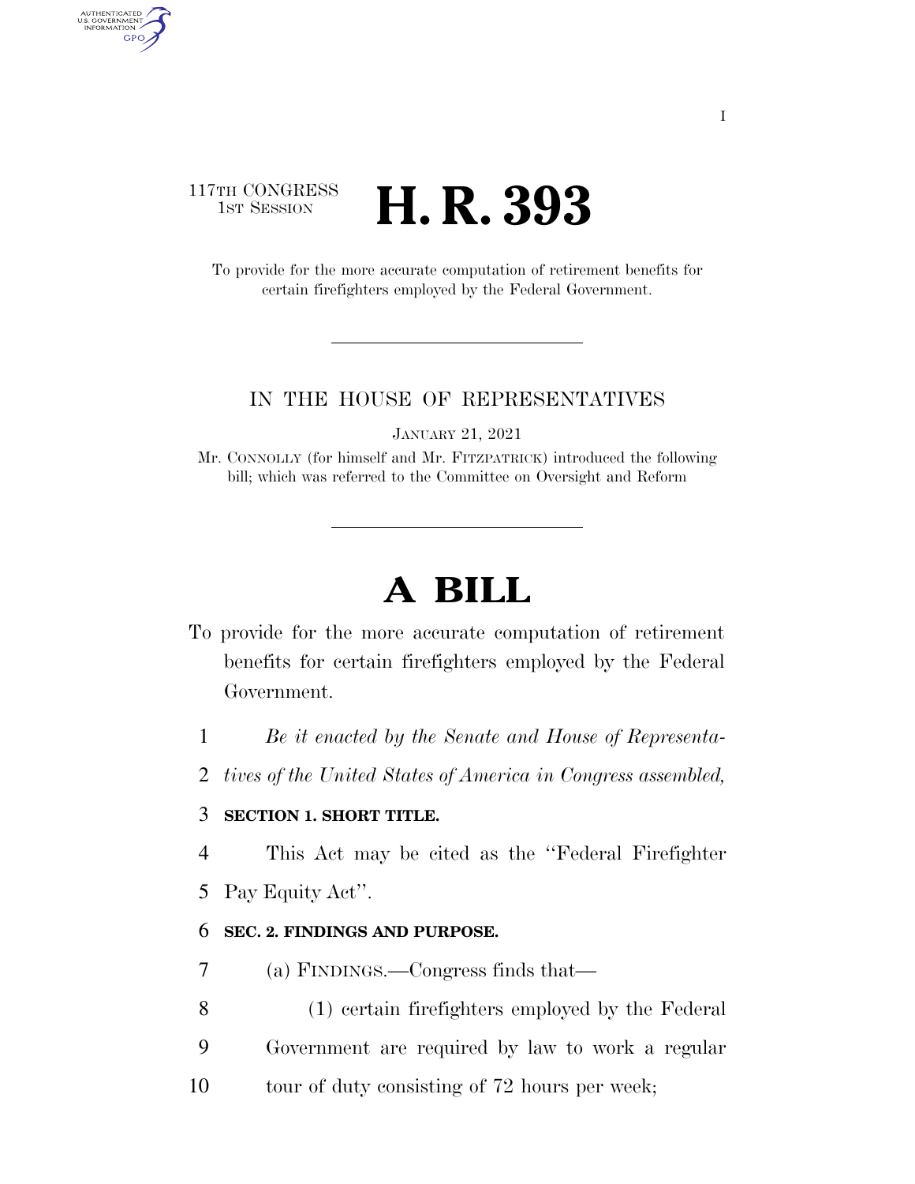117TH CONGRESS
1ST SESSION

# H. R. 393

To provide for the more accurate computation of retirement benefits for certain firefighters employed by the Federal Government.

IN THE HOUSE OF REPRESENTATIVES

JANUARY 21, 2021

Mr. CONNOLLY (for himself and Mr. FITZPATRICK) introduced the following bill; which was referred to the Committee on Oversight and Reform

# A BILL

To provide for the more accurate computation of retirement benefits for certain firefighters employed by the Federal Government.

1 *Be it enacted by the Senate and House of Representa-*
2 *tives of the United States of America in Congress assembled,*

3 **SECTION 1. SHORT TITLE.**

4 This Act may be cited as the ''Federal Firefighter
5 Pay Equity Act''.

6 **SEC. 2. FINDINGS AND PURPOSE.**

7 (a) FINDINGS.—Congress finds that—
8 (1) certain firefighters employed by the Federal
9 Government are required by law to work a regular
10 tour of duty consisting of 72 hours per week;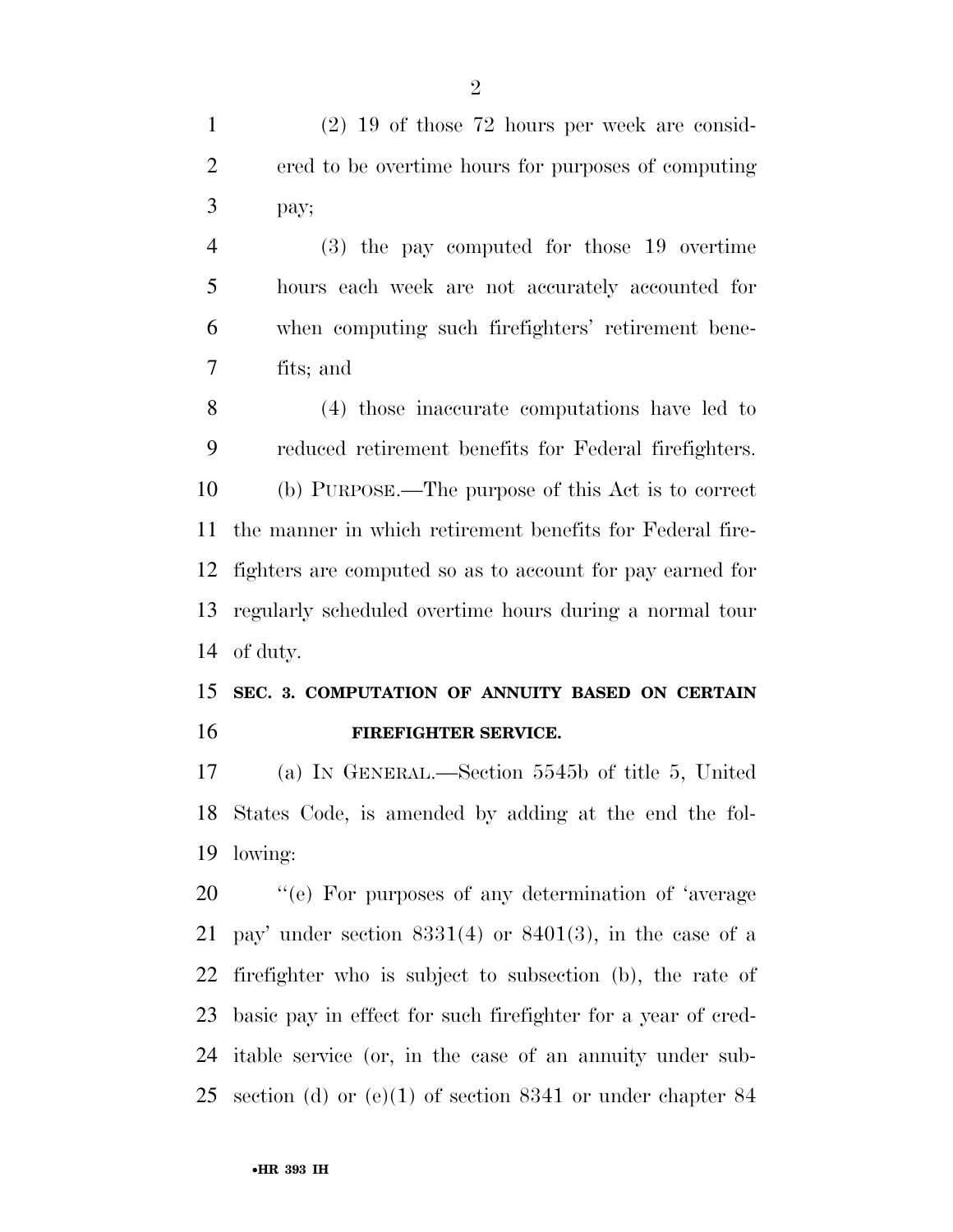(2) 19 of those 72 hours per week are considered to be overtime hours for purposes of computing pay;

(3) the pay computed for those 19 overtime hours each week are not accurately accounted for when computing such firefighters' retirement benefits; and

(4) those inaccurate computations have led to reduced retirement benefits for Federal firefighters.

(b) PURPOSE.—The purpose of this Act is to correct the manner in which retirement benefits for Federal firefighters are computed so as to account for pay earned for regularly scheduled overtime hours during a normal tour of duty.

**SEC. 3. COMPUTATION OF ANNUITY BASED ON CERTAIN FIREFIGHTER SERVICE.**

(a) IN GENERAL.—Section 5545b of title 5, United States Code, is amended by adding at the end the following:

"(e) For purposes of any determination of 'average pay' under section 8331(4) or 8401(3), in the case of a firefighter who is subject to subsection (b), the rate of basic pay in effect for such firefighter for a year of creditable service (or, in the case of an annuity under subsection (d) or (e)(1) of section 8341 or under chapter 84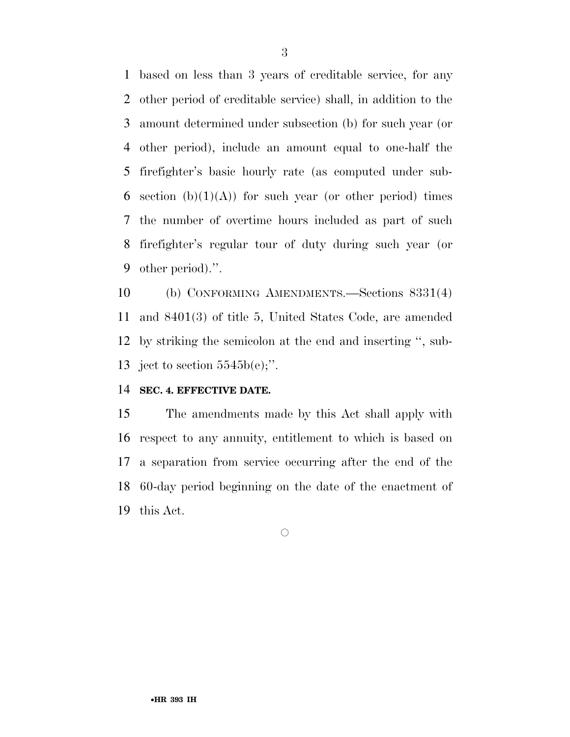based on less than 3 years of creditable service, for any other period of creditable service) shall, in addition to the amount determined under subsection (b) for such year (or other period), include an amount equal to one-half the firefighter's basic hourly rate (as computed under subsection (b)(1)(A)) for such year (or other period) times the number of overtime hours included as part of such firefighter's regular tour of duty during such year (or other period).''.

(b) CONFORMING AMENDMENTS.—Sections 8331(4) and 8401(3) of title 5, United States Code, are amended by striking the semicolon at the end and inserting '', subject to section 5545b(e);''.

**SEC. 4. EFFECTIVE DATE.**

The amendments made by this Act shall apply with respect to any annuity, entitlement to which is based on a separation from service occurring after the end of the 60-day period beginning on the date of the enactment of this Act.

○